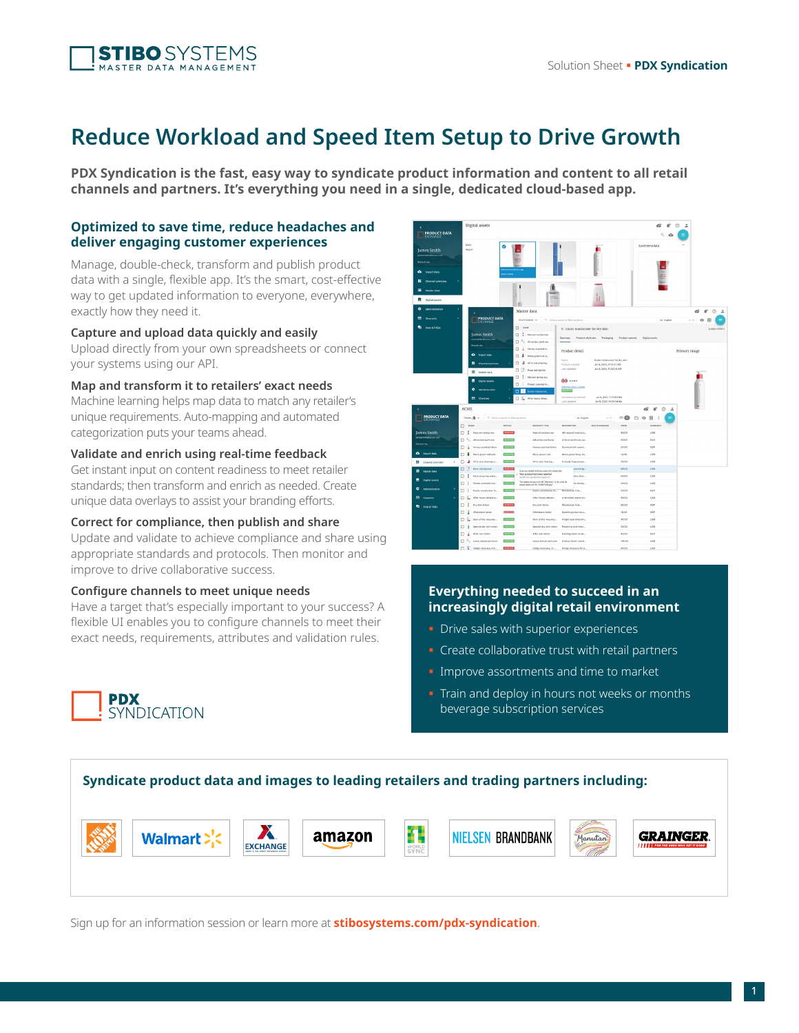# Reduce Workload and Speed Item Setup to Drive Growth

**PDX Syndication is the fast, easy way to syndicate product information and content to all retail channels and partners. It's everything you need in a single, dedicated cloud-based app.**

## Optimized to save time, reduce headaches and deliver engaging customer experiences

Manage, double-check, transform and publish product data with a single, flexible app. It's the smart, cost-effective way to get updated information to everyone, everywhere, exactly how they need it.

### Capture and upload data quickly and easily

Upload directly from your own spreadsheets or connect your systems using our API.

### Map and transform it to retailers' exact needs

Machine learning helps map data to match any retailer's unique requirements. Auto-mapping and automated categorization puts your teams ahead.

### Validate and enrich using real-time feedback

Get instant input on content readiness to meet retailer standards; then transform and enrich as needed. Create unique data overlays to assist your branding efforts.

### Correct for compliance, then publish and share

Update and validate to achieve compliance and share using appropriate standards and protocols. Then monitor and improve to drive collaborative success.

### Configure channels to meet unique needs

Have a target that's especially important to your success? A flexible UI enables you to configure channels to meet their exact needs, requirements, attributes and validation rules.

## Everything needed to succeed in an increasingly digital retail environment

- Drive sales with superior experiences
- Create collaborative trust with retail partners
- Improve assortments and time to market
- Train and deploy in hours not weeks or months beverage subscription services

## Syndicate product data and images to leading retailers and trading partners including:

The Home Depot · Walmart · Exchange · amazon · 1WorldSync · Nielsen Brandbank · Manutan · Grainger

Sign up for an information session or learn more at **stibosystems.com/pdx-syndication**.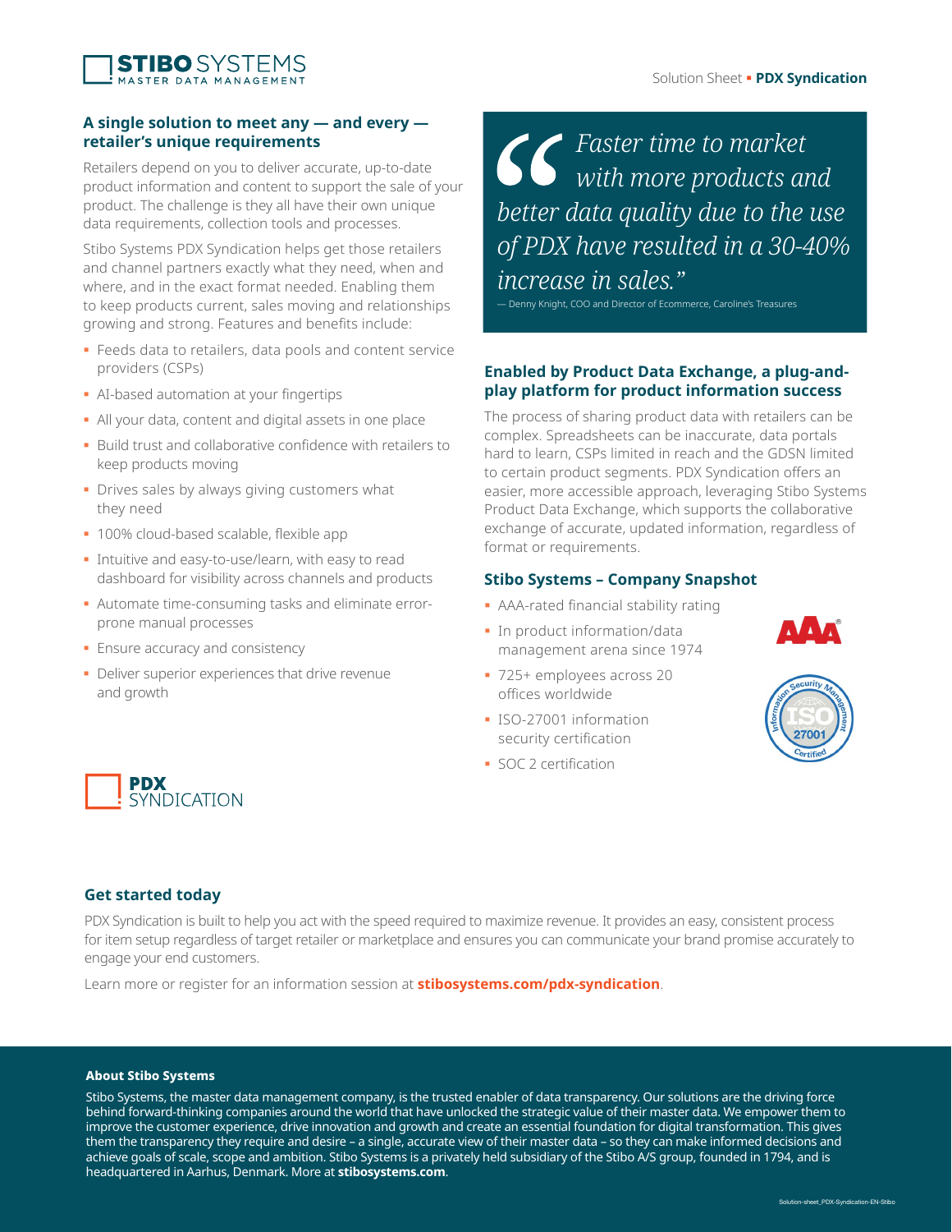Solution Sheet ▪ **PDX Syndication**

## A single solution to meet any — and every — retailer's unique requirements

Retailers depend on you to deliver accurate, up-to-date product information and content to support the sale of your product. The challenge is they all have their own unique data requirements, collection tools and processes.

Stibo Systems PDX Syndication helps get those retailers and channel partners exactly what they need, when and where, and in the exact format needed. Enabling them to keep products current, sales moving and relationships growing and strong. Features and benefits include:

- Feeds data to retailers, data pools and content service providers (CSPs)
- AI-based automation at your fingertips
- All your data, content and digital assets in one place
- Build trust and collaborative confidence with retailers to keep products moving
- Drives sales by always giving customers what they need
- 100% cloud-based scalable, flexible app
- Intuitive and easy-to-use/learn, with easy to read dashboard for visibility across channels and products
- Automate time-consuming tasks and eliminate error-prone manual processes
- Ensure accuracy and consistency
- Deliver superior experiences that drive revenue and growth

> *"Faster time to market with more products and better data quality due to the use of PDX have resulted in a 30-40% increase in sales."*
>
> — Denny Knight, COO and Director of Ecommerce, Caroline's Treasures

## Enabled by Product Data Exchange, a plug-and-play platform for product information success

The process of sharing product data with retailers can be complex. Spreadsheets can be inaccurate, data portals hard to learn, CSPs limited in reach and the GDSN limited to certain product segments. PDX Syndication offers an easier, more accessible approach, leveraging Stibo Systems Product Data Exchange, which supports the collaborative exchange of accurate, updated information, regardless of format or requirements.

## Stibo Systems – Company Snapshot

- AAA-rated financial stability rating
- In product information/data management arena since 1974
- 725+ employees across 20 offices worldwide
- ISO-27001 information security certification
- SOC 2 certification

## Get started today

PDX Syndication is built to help you act with the speed required to maximize revenue. It provides an easy, consistent process for item setup regardless of target retailer or marketplace and ensures you can communicate your brand promise accurately to engage your end customers.

Learn more or register for an information session at **stibosystems.com/pdx-syndication**.

**About Stibo Systems**

Stibo Systems, the master data management company, is the trusted enabler of data transparency. Our solutions are the driving force behind forward-thinking companies around the world that have unlocked the strategic value of their master data. We empower them to improve the customer experience, drive innovation and growth and create an essential foundation for digital transformation. This gives them the transparency they require and desire – a single, accurate view of their master data – so they can make informed decisions and achieve goals of scale, scope and ambition. Stibo Systems is a privately held subsidiary of the Stibo A/S group, founded in 1794, and is headquartered in Aarhus, Denmark. More at **stibosystems.com**.

Solution-sheet_PDX-Syndication-EN-Stibo